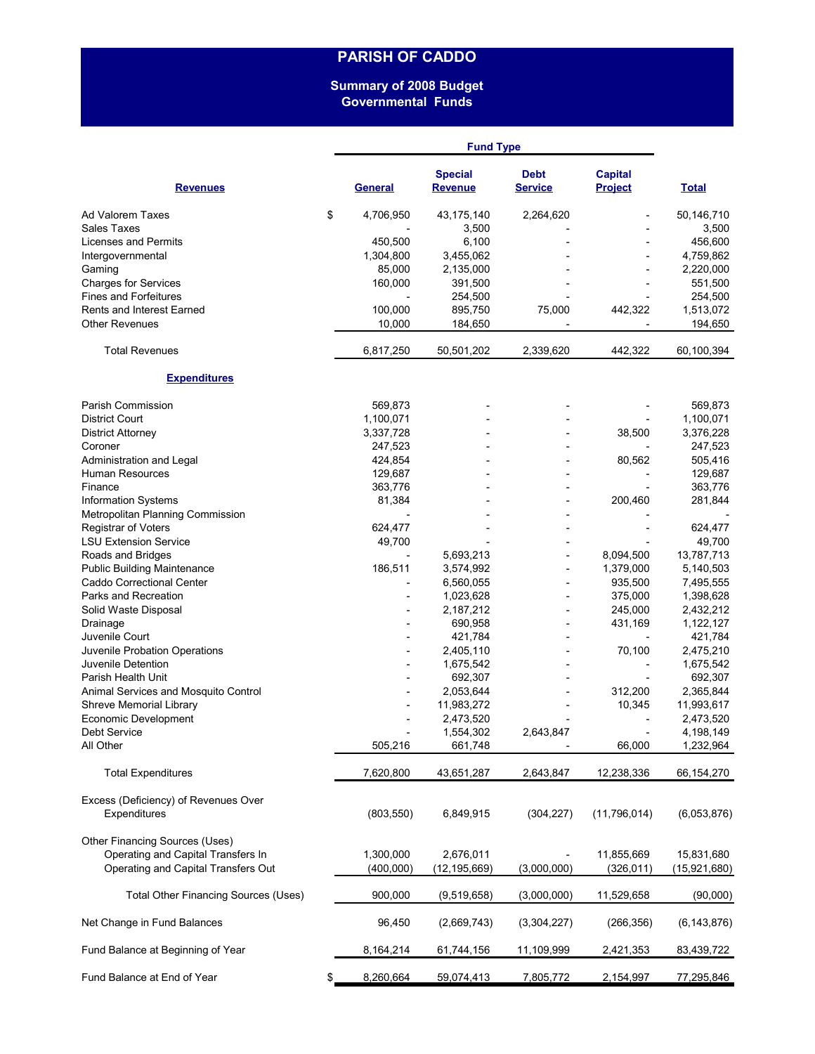# PARISH OF CADDO

## Summary of 2008 Budget
## Governmental Funds

| | Fund Type | | | | |
|---|---|---|---|---|---|
| **Revenues** | **General** | **Special Revenue** | **Debt Service** | **Capital Project** | **Total** |
| Ad Valorem Taxes | $ 4,706,950 | 43,175,140 | 2,264,620 | - | 50,146,710 |
| Sales Taxes | - | 3,500 | - | - | 3,500 |
| Licenses and Permits | 450,500 | 6,100 | - | - | 456,600 |
| Intergovernmental | 1,304,800 | 3,455,062 | - | - | 4,759,862 |
| Gaming | 85,000 | 2,135,000 | - | - | 2,220,000 |
| Charges for Services | 160,000 | 391,500 | - | - | 551,500 |
| Fines and Forfeitures | - | 254,500 | - | - | 254,500 |
| Rents and Interest Earned | 100,000 | 895,750 | 75,000 | 442,322 | 1,513,072 |
| Other Revenues | 10,000 | 184,650 | - | - | 194,650 |
| Total Revenues | 6,817,250 | 50,501,202 | 2,339,620 | 442,322 | 60,100,394 |
| **Expenditures** | | | | | |
| Parish Commission | 569,873 | - | - | - | 569,873 |
| District Court | 1,100,071 | - | - | - | 1,100,071 |
| District Attorney | 3,337,728 | - | - | 38,500 | 3,376,228 |
| Coroner | 247,523 | - | - | - | 247,523 |
| Administration and Legal | 424,854 | - | - | 80,562 | 505,416 |
| Human Resources | 129,687 | - | - | - | 129,687 |
| Finance | 363,776 | - | - | - | 363,776 |
| Information Systems | 81,384 | - | - | 200,460 | 281,844 |
| Metropolitan Planning Commission | - | - | - | - | - |
| Registrar of Voters | 624,477 | - | - | - | 624,477 |
| LSU Extension Service | 49,700 | - | - | - | 49,700 |
| Roads and Bridges | - | 5,693,213 | - | 8,094,500 | 13,787,713 |
| Public Building Maintenance | 186,511 | 3,574,992 | - | 1,379,000 | 5,140,503 |
| Caddo Correctional Center | - | 6,560,055 | - | 935,500 | 7,495,555 |
| Parks and Recreation | - | 1,023,628 | - | 375,000 | 1,398,628 |
| Solid Waste Disposal | - | 2,187,212 | - | 245,000 | 2,432,212 |
| Drainage | - | 690,958 | - | 431,169 | 1,122,127 |
| Juvenile Court | - | 421,784 | - | - | 421,784 |
| Juvenile Probation Operations | - | 2,405,110 | - | 70,100 | 2,475,210 |
| Juvenile Detention | - | 1,675,542 | - | - | 1,675,542 |
| Parish Health Unit | - | 692,307 | - | - | 692,307 |
| Animal Services and Mosquito Control | - | 2,053,644 | - | 312,200 | 2,365,844 |
| Shreve Memorial Library | - | 11,983,272 | - | 10,345 | 11,993,617 |
| Economic Development | - | 2,473,520 | - | - | 2,473,520 |
| Debt Service | - | 1,554,302 | 2,643,847 | - | 4,198,149 |
| All Other | 505,216 | 661,748 | - | 66,000 | 1,232,964 |
| Total Expenditures | 7,620,800 | 43,651,287 | 2,643,847 | 12,238,336 | 66,154,270 |
| Excess (Deficiency) of Revenues Over Expenditures | (803,550) | 6,849,915 | (304,227) | (11,796,014) | (6,053,876) |
| Other Financing Sources (Uses) | | | | | |
| Operating and Capital Transfers In | 1,300,000 | 2,676,011 | - | 11,855,669 | 15,831,680 |
| Operating and Capital Transfers Out | (400,000) | (12,195,669) | (3,000,000) | (326,011) | (15,921,680) |
| Total Other Financing Sources (Uses) | 900,000 | (9,519,658) | (3,000,000) | 11,529,658 | (90,000) |
| Net Change in Fund Balances | 96,450 | (2,669,743) | (3,304,227) | (266,356) | (6,143,876) |
| Fund Balance at Beginning of Year | 8,164,214 | 61,744,156 | 11,109,999 | 2,421,353 | 83,439,722 |
| Fund Balance at End of Year | $ 8,260,664 | 59,074,413 | 7,805,772 | 2,154,997 | 77,295,846 |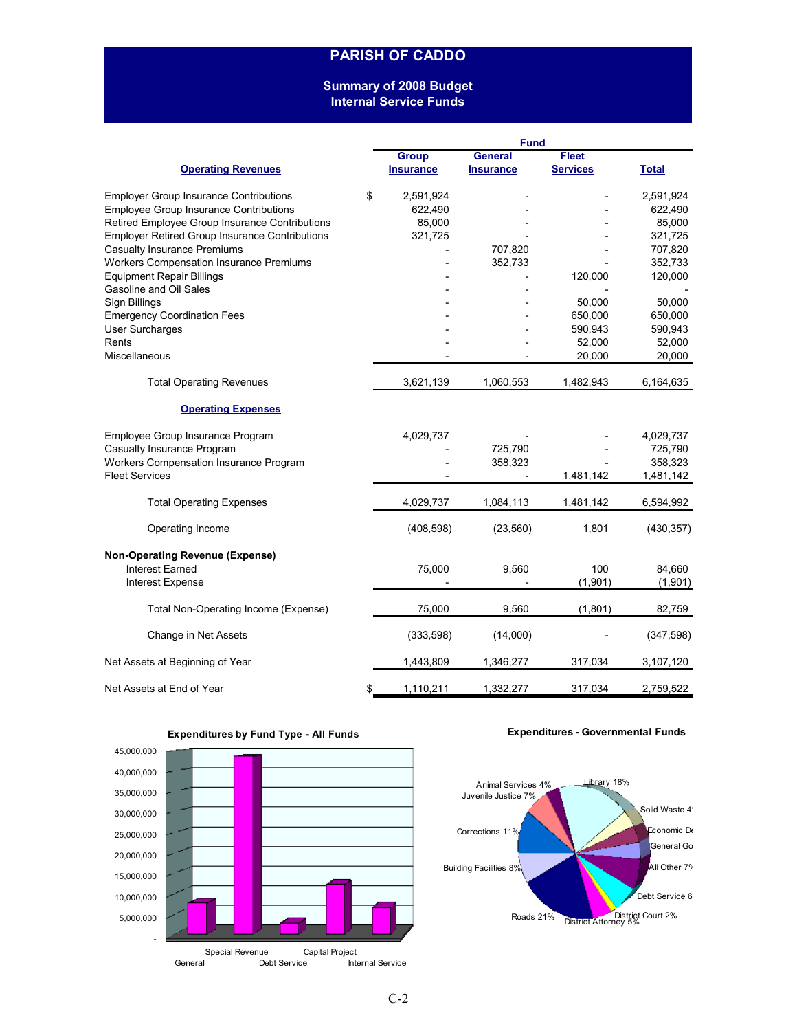# PARISH OF CADDO

## Summary of 2008 Budget
## Internal Service Funds

| Operating Revenues | | Group Insurance | General Insurance | Fleet Services | Total |
|---|---|---|---|---|---|
| Employer Group Insurance Contributions | $ | 2,591,924 | - | - | 2,591,924 |
| Employee Group Insurance Contributions | | 622,490 | - | - | 622,490 |
| Retired Employee Group Insurance Contributions | | 85,000 | - | - | 85,000 |
| Employer Retired Group Insurance Contributions | | 321,725 | - | - | 321,725 |
| Casualty Insurance Premiums | | - | 707,820 | - | 707,820 |
| Workers Compensation Insurance Premiums | | - | 352,733 | - | 352,733 |
| Equipment Repair Billings | | - | - | 120,000 | 120,000 |
| Gasoline and Oil Sales | | - | - | - | - |
| Sign Billings | | - | - | 50,000 | 50,000 |
| Emergency Coordination Fees | | - | - | 650,000 | 650,000 |
| User Surcharges | | - | - | 590,943 | 590,943 |
| Rents | | - | - | 52,000 | 52,000 |
| Miscellaneous | | - | - | 20,000 | 20,000 |
| Total Operating Revenues | | 3,621,139 | 1,060,553 | 1,482,943 | 6,164,635 |
| **Operating Expenses** | | | | | |
| Employee Group Insurance Program | | 4,029,737 | - | - | 4,029,737 |
| Casualty Insurance Program | | - | 725,790 | - | 725,790 |
| Workers Compensation Insurance Program | | - | 358,323 | - | 358,323 |
| Fleet Services | | - | - | 1,481,142 | 1,481,142 |
| Total Operating Expenses | | 4,029,737 | 1,084,113 | 1,481,142 | 6,594,992 |
| Operating Income | | (408,598) | (23,560) | 1,801 | (430,357) |
| **Non-Operating Revenue (Expense)** | | | | | |
| Interest Earned | | 75,000 | 9,560 | 100 | 84,660 |
| Interest Expense | | - | - | (1,901) | (1,901) |
| Total Non-Operating Income (Expense) | | 75,000 | 9,560 | (1,801) | 82,759 |
| Change in Net Assets | | (333,598) | (14,000) | - | (347,598) |
| Net Assets at Beginning of Year | | 1,443,809 | 1,346,277 | 317,034 | 3,107,120 |
| Net Assets at End of Year | $ | 1,110,211 | 1,332,277 | 317,034 | 2,759,522 |

**Expenditures by Fund Type - All Funds**

45,000,000
40,000,000
35,000,000
30,000,000
25,000,000
20,000,000
15,000,000
10,000,000
5,000,000
-

General
Special Revenue
Debt Service
Capital Project
Internal Service

**Expenditures - Governmental Funds**

Animal Services 4%
Library 18%
Juvenile Justice 7%
Solid Waste 4
Economic De
General Go
Corrections 11%
All Other 7
Building Facilities 8%
Debt Service 6
Roads 21%
District Court 2%
District Attorney 5%